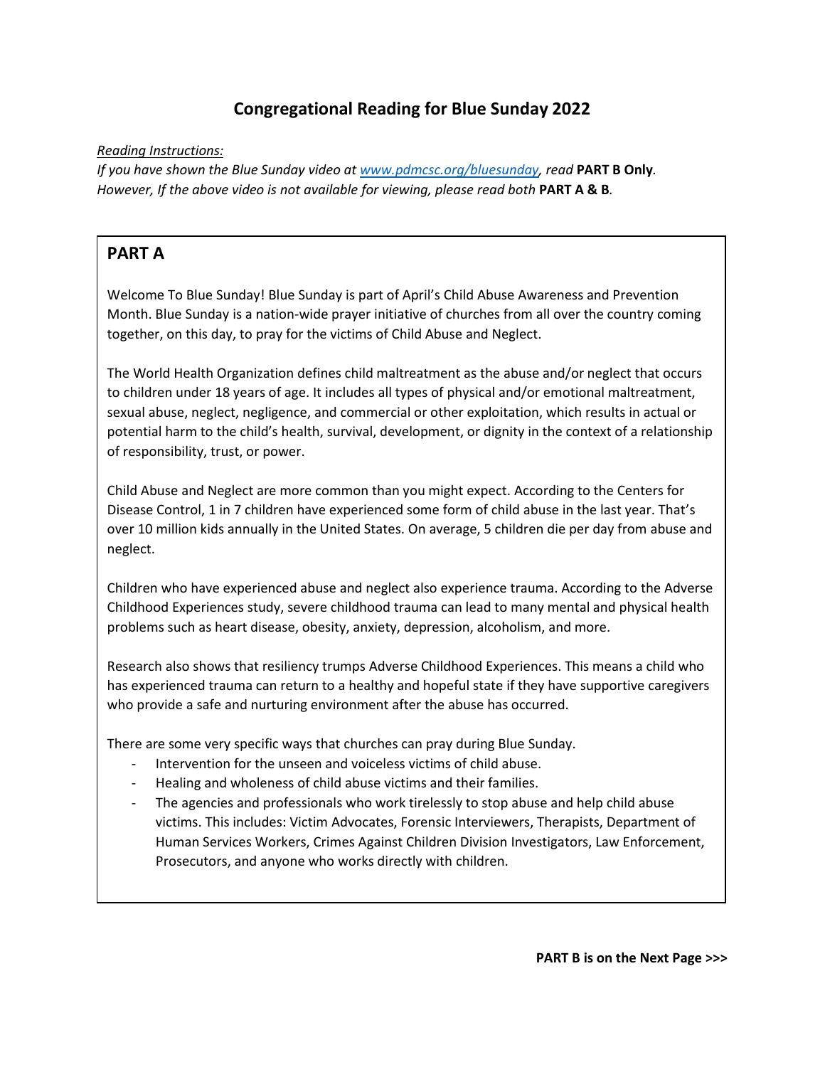# Congregational Reading for Blue Sunday 2022

*Reading Instructions:*
*If you have shown the Blue Sunday video at [www.pdmcsc.org/bluesunday](www.pdmcsc.org/bluesunday), read* **PART B Only***.*
*However, If the above video is not available for viewing, please read both* **PART A & B***.*

## PART A

Welcome To Blue Sunday! Blue Sunday is part of April's Child Abuse Awareness and Prevention Month. Blue Sunday is a nation-wide prayer initiative of churches from all over the country coming together, on this day, to pray for the victims of Child Abuse and Neglect.

The World Health Organization defines child maltreatment as the abuse and/or neglect that occurs to children under 18 years of age. It includes all types of physical and/or emotional maltreatment, sexual abuse, neglect, negligence, and commercial or other exploitation, which results in actual or potential harm to the child's health, survival, development, or dignity in the context of a relationship of responsibility, trust, or power.

Child Abuse and Neglect are more common than you might expect. According to the Centers for Disease Control, 1 in 7 children have experienced some form of child abuse in the last year. That's over 10 million kids annually in the United States. On average, 5 children die per day from abuse and neglect.

Children who have experienced abuse and neglect also experience trauma. According to the Adverse Childhood Experiences study, severe childhood trauma can lead to many mental and physical health problems such as heart disease, obesity, anxiety, depression, alcoholism, and more.

Research also shows that resiliency trumps Adverse Childhood Experiences. This means a child who has experienced trauma can return to a healthy and hopeful state if they have supportive caregivers who provide a safe and nurturing environment after the abuse has occurred.

There are some very specific ways that churches can pray during Blue Sunday.

- Intervention for the unseen and voiceless victims of child abuse.
- Healing and wholeness of child abuse victims and their families.
- The agencies and professionals who work tirelessly to stop abuse and help child abuse victims. This includes: Victim Advocates, Forensic Interviewers, Therapists, Department of Human Services Workers, Crimes Against Children Division Investigators, Law Enforcement, Prosecutors, and anyone who works directly with children.

**PART B is on the Next Page >>>**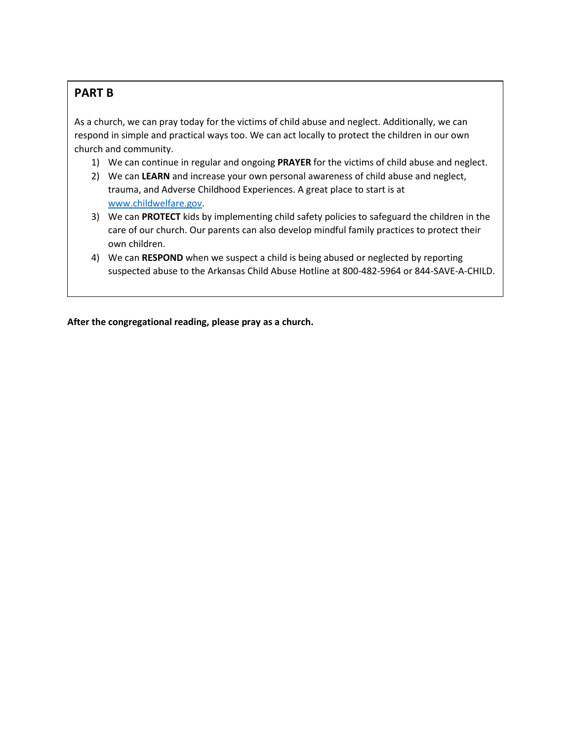## PART B

As a church, we can pray today for the victims of child abuse and neglect. Additionally, we can respond in simple and practical ways too. We can act locally to protect the children in our own church and community.

1) We can continue in regular and ongoing **PRAYER** for the victims of child abuse and neglect.
2) We can **LEARN** and increase your own personal awareness of child abuse and neglect, trauma, and Adverse Childhood Experiences. A great place to start is at [www.childwelfare.gov](http://www.childwelfare.gov).
3) We can **PROTECT** kids by implementing child safety policies to safeguard the children in the care of our church. Our parents can also develop mindful family practices to protect their own children.
4) We can **RESPOND** when we suspect a child is being abused or neglected by reporting suspected abuse to the Arkansas Child Abuse Hotline at 800-482-5964 or 844-SAVE-A-CHILD.

**After the congregational reading, please pray as a church.**